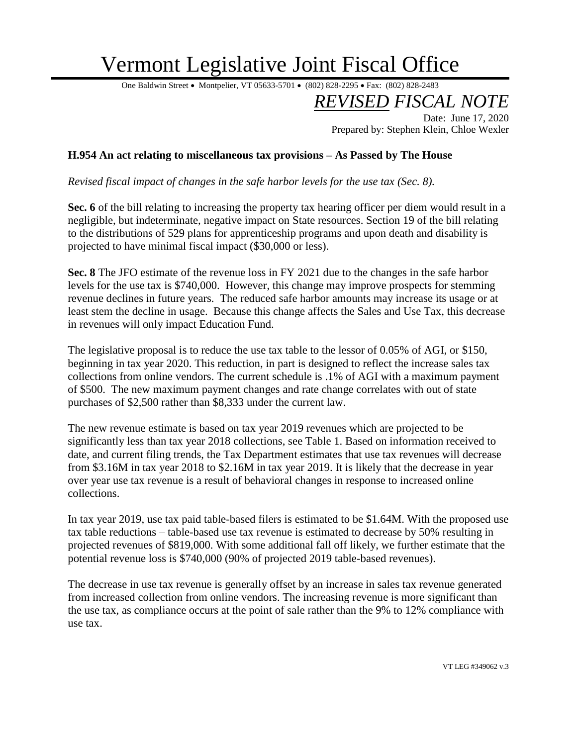// Vermont Legislative Joint Fiscal Office

One Baldwin Street • Montpelier, VT 05633-5701 • (802) 828-2295 • Fax: (802) 828-2483

# *REVISED FISCAL NOTE*

Date: June 17, 2020
Prepared by: Stephen Klein, Chloe Wexler

**H.954 An act relating to miscellaneous tax provisions – As Passed by The House**

*Revised fiscal impact of changes in the safe harbor levels for the use tax (Sec. 8).*

**Sec. 6** of the bill relating to increasing the property tax hearing officer per diem would result in a negligible, but indeterminate, negative impact on State resources. Section 19 of the bill relating to the distributions of 529 plans for apprenticeship programs and upon death and disability is projected to have minimal fiscal impact ($30,000 or less).

**Sec. 8** The JFO estimate of the revenue loss in FY 2021 due to the changes in the safe harbor levels for the use tax is $740,000. However, this change may improve prospects for stemming revenue declines in future years. The reduced safe harbor amounts may increase its usage or at least stem the decline in usage. Because this change affects the Sales and Use Tax, this decrease in revenues will only impact Education Fund.

The legislative proposal is to reduce the use tax table to the lessor of 0.05% of AGI, or $150, beginning in tax year 2020. This reduction, in part is designed to reflect the increase sales tax collections from online vendors. The current schedule is .1% of AGI with a maximum payment of $500. The new maximum payment changes and rate change correlates with out of state purchases of $2,500 rather than $8,333 under the current law.

The new revenue estimate is based on tax year 2019 revenues which are projected to be significantly less than tax year 2018 collections, see Table 1. Based on information received to date, and current filing trends, the Tax Department estimates that use tax revenues will decrease from $3.16M in tax year 2018 to $2.16M in tax year 2019. It is likely that the decrease in year over year use tax revenue is a result of behavioral changes in response to increased online collections.

In tax year 2019, use tax paid table-based filers is estimated to be $1.64M. With the proposed use tax table reductions – table-based use tax revenue is estimated to decrease by 50% resulting in projected revenues of $819,000. With some additional fall off likely, we further estimate that the potential revenue loss is $740,000 (90% of projected 2019 table-based revenues).

The decrease in use tax revenue is generally offset by an increase in sales tax revenue generated from increased collection from online vendors. The increasing revenue is more significant than the use tax, as compliance occurs at the point of sale rather than the 9% to 12% compliance with use tax.

VT LEG #349062 v.3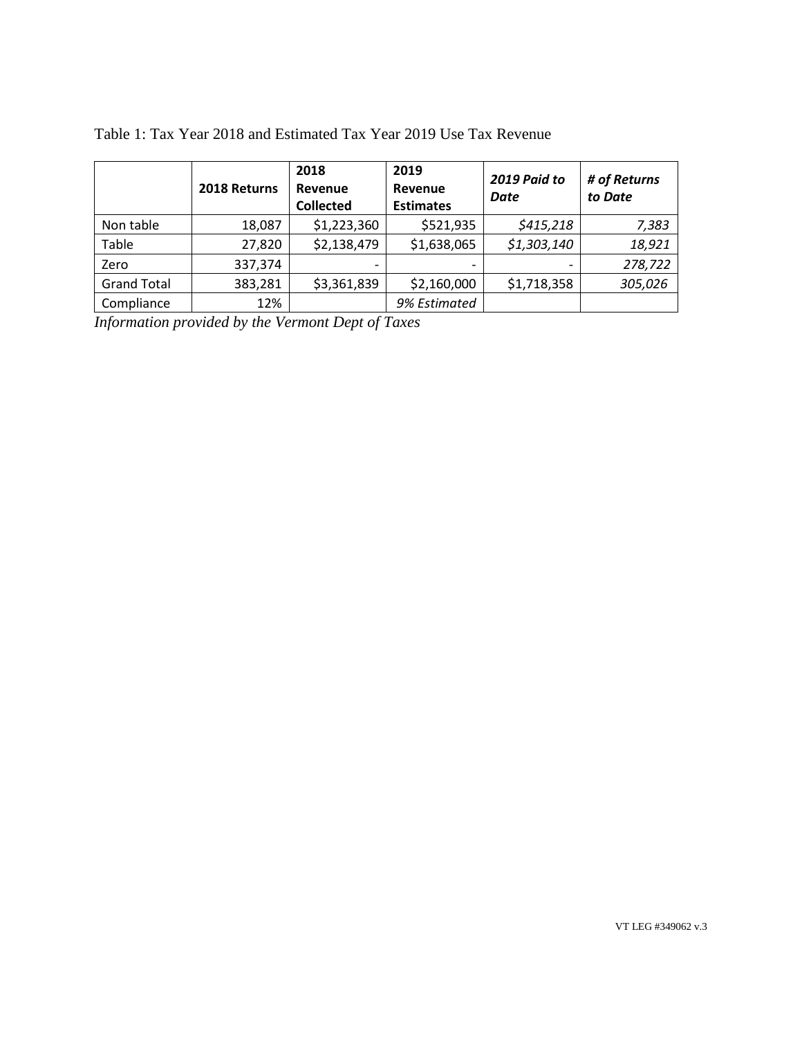Table 1: Tax Year 2018 and Estimated Tax Year 2019 Use Tax Revenue

| | 2018 Returns | 2018 Revenue Collected | 2019 Revenue Estimates | *2019 Paid to Date* | *# of Returns to Date* |
|---|---|---|---|---|---|
| Non table | 18,087 | $1,223,360 | $521,935 | *$415,218* | *7,383* |
| Table | 27,820 | $2,138,479 | $1,638,065 | *$1,303,140* | *18,921* |
| Zero | 337,374 | - | - | - | *278,722* |
| Grand Total | 383,281 | $3,361,839 | $2,160,000 | $1,718,358 | *305,026* |
| Compliance | 12% | | *9% Estimated* | | |

*Information provided by the Vermont Dept of Taxes*

VT LEG #349062 v.3